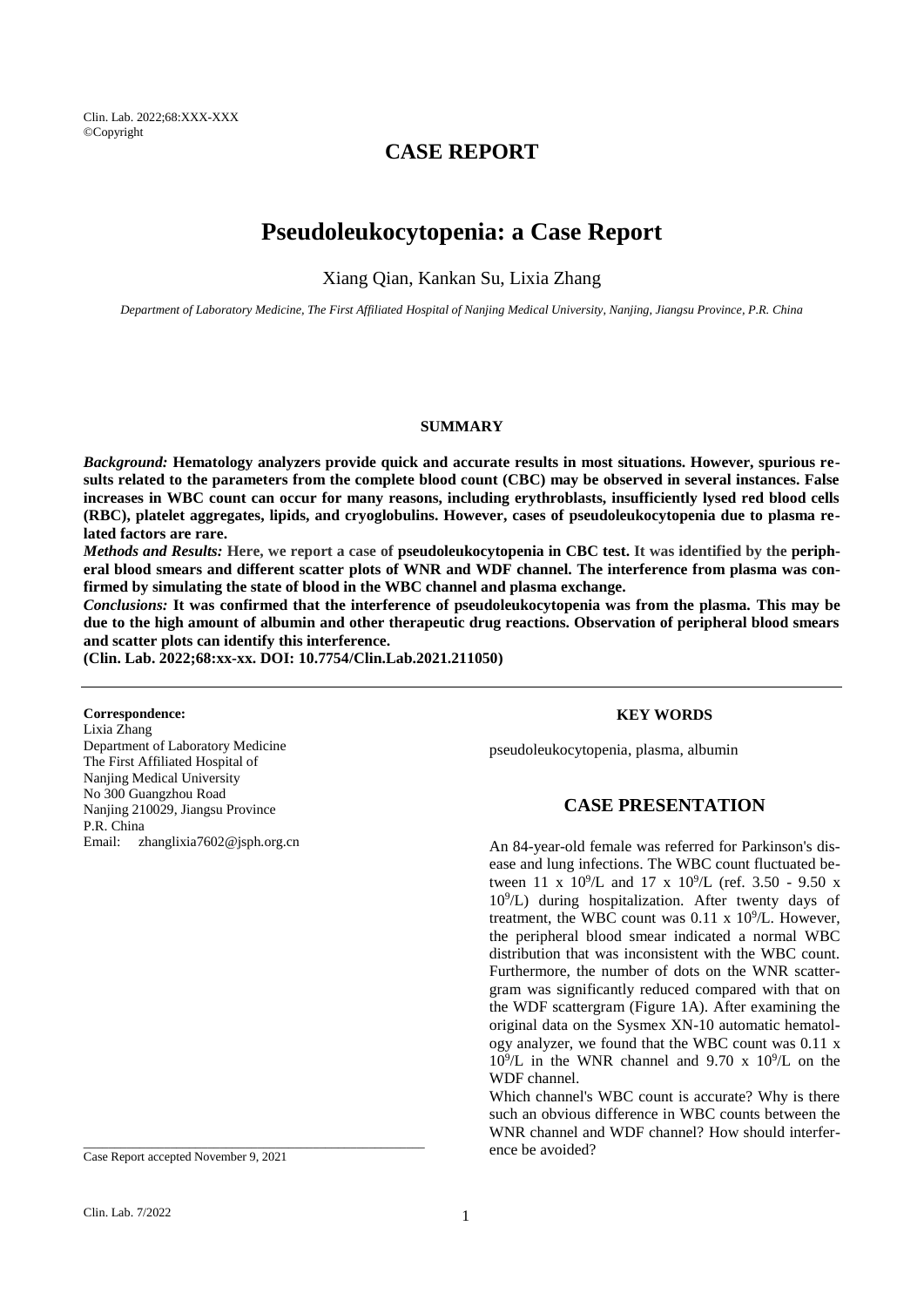# CASE REPORT

# Pseudoleukocytopenia: a Case Report

Xiang Qian, Kankan Su, Lixia Zhang

*Department of Laboratory Medicine, The First Affiliated Hospital of Nanjing Medical University, Nanjing, Jiangsu Province, P.R. China*

## SUMMARY

***Background:*** **Hematology analyzers provide quick and accurate results in most situations. However, spurious results related to the parameters from the complete blood count (CBC) may be observed in several instances. False increases in WBC count can occur for many reasons, including erythroblasts, insufficiently lysed red blood cells (RBC), platelet aggregates, lipids, and cryoglobulins. However, cases of pseudoleukocytopenia due to plasma related factors are rare.**

***Methods and Results:*** **Here, we report a case of pseudoleukocytopenia in CBC test. It was identified by the peripheral blood smears and different scatter plots of WNR and WDF channel. The interference from plasma was confirmed by simulating the state of blood in the WBC channel and plasma exchange.**

***Conclusions:*** **It was confirmed that the interference of pseudoleukocytopenia was from the plasma. This may be due to the high amount of albumin and other therapeutic drug reactions. Observation of peripheral blood smears and scatter plots can identify this interference.**

**(Clin. Lab. 2022;68:xx-xx. DOI: 10.7754/Clin.Lab.2021.211050)**

---

**Correspondence:**
Lixia Zhang
Department of Laboratory Medicine
The First Affiliated Hospital of
Nanjing Medical University
No 300 Guangzhou Road
Nanjing 210029, Jiangsu Province
P.R. China
Email: zhanglixia7602@jsph.org.cn

Case Report accepted November 9, 2021

### KEY WORDS

pseudoleukocytopenia, plasma, albumin

## CASE PRESENTATION

An 84-year-old female was referred for Parkinson's disease and lung infections. The WBC count fluctuated between 11 x $10^9$/L and 17 x $10^9$/L (ref. 3.50 - 9.50 x $10^9$/L) during hospitalization. After twenty days of treatment, the WBC count was 0.11 x $10^9$/L. However, the peripheral blood smear indicated a normal WBC distribution that was inconsistent with the WBC count. Furthermore, the number of dots on the WNR scattergram was significantly reduced compared with that on the WDF scattergram (Figure 1A). After examining the original data on the Sysmex XN-10 automatic hematology analyzer, we found that the WBC count was 0.11 x $10^9$/L in the WNR channel and 9.70 x $10^9$/L on the WDF channel.

Which channel's WBC count is accurate? Why is there such an obvious difference in WBC counts between the WNR channel and WDF channel? How should interference be avoided?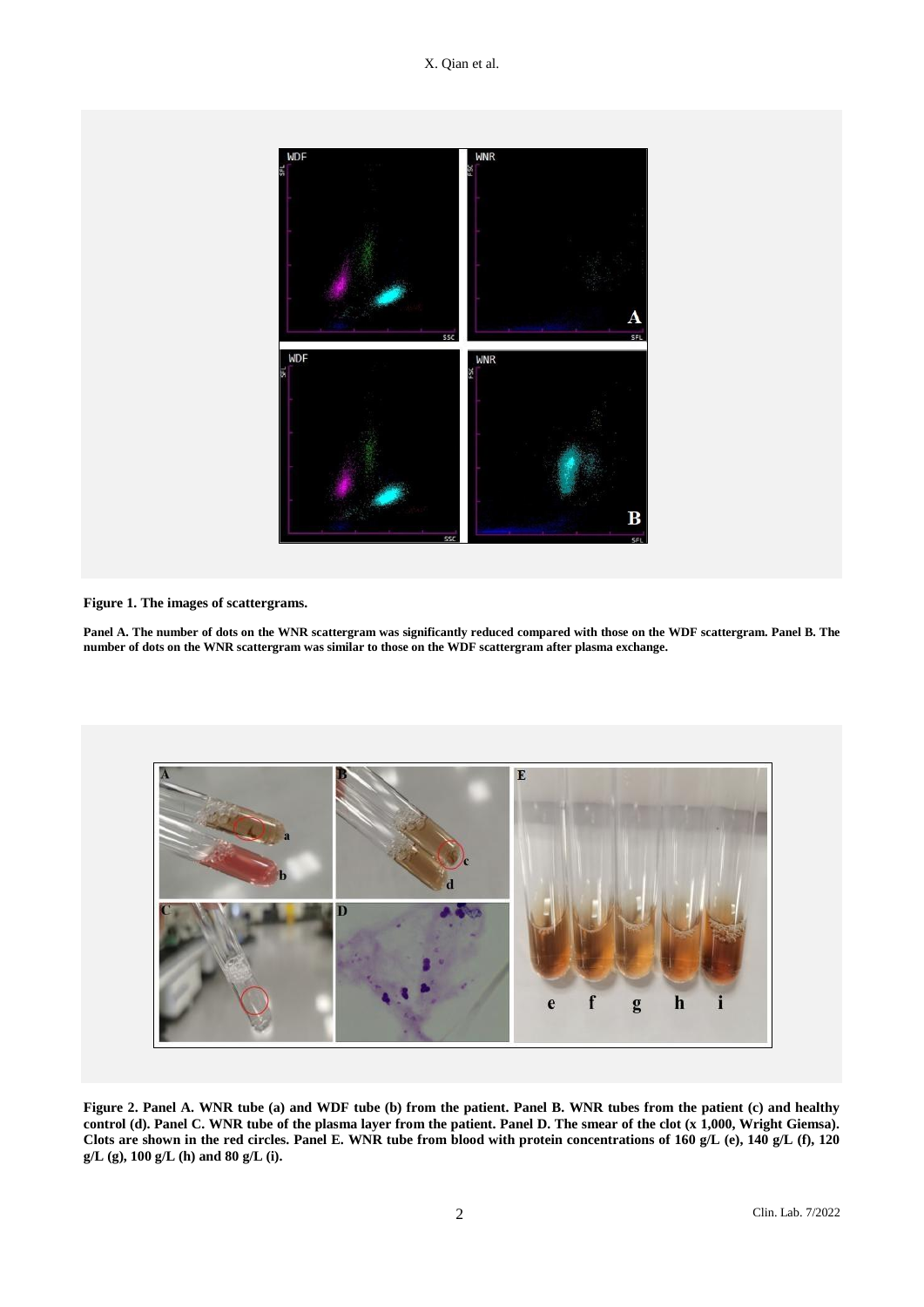**Figure 1. The images of scattergrams.**

**Panel A. The number of dots on the WNR scattergram was significantly reduced compared with those on the WDF scattergram. Panel B. The number of dots on the WNR scattergram was similar to those on the WDF scattergram after plasma exchange.**

**Figure 2. Panel A. WNR tube (a) and WDF tube (b) from the patient. Panel B. WNR tubes from the patient (c) and healthy control (d). Panel C. WNR tube of the plasma layer from the patient. Panel D. The smear of the clot (x 1,000, Wright Giemsa). Clots are shown in the red circles. Panel E. WNR tube from blood with protein concentrations of 160 g/L (e), 140 g/L (f), 120 g/L (g), 100 g/L (h) and 80 g/L (i).**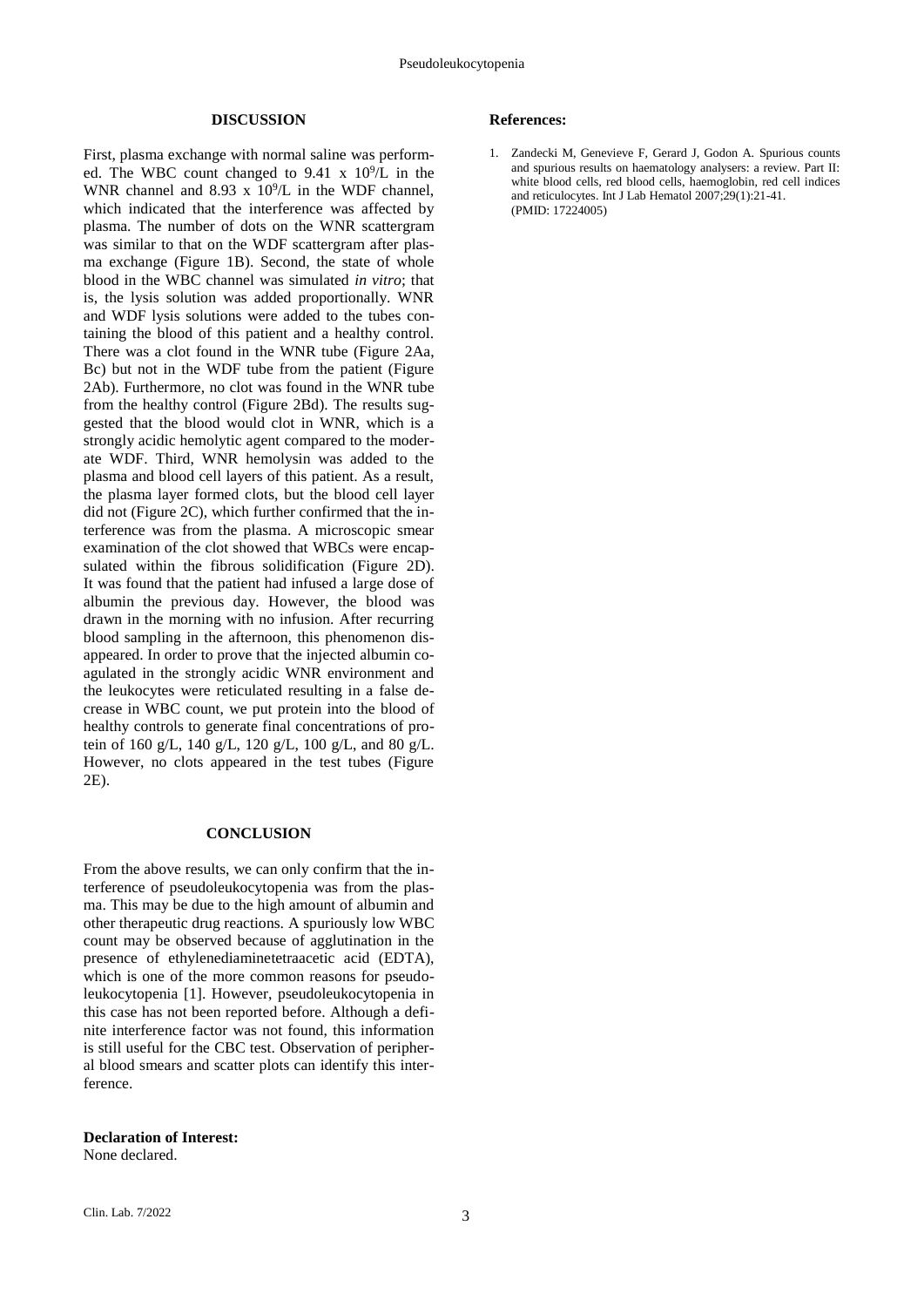## DISCUSSION

First, plasma exchange with normal saline was performed. The WBC count changed to 9.41 x $10^9$/L in the WNR channel and 8.93 x $10^9$/L in the WDF channel, which indicated that the interference was affected by plasma. The number of dots on the WNR scattergram was similar to that on the WDF scattergram after plasma exchange (Figure 1B). Second, the state of whole blood in the WBC channel was simulated *in vitro*; that is, the lysis solution was added proportionally. WNR and WDF lysis solutions were added to the tubes containing the blood of this patient and a healthy control. There was a clot found in the WNR tube (Figure 2Aa, Bc) but not in the WDF tube from the patient (Figure 2Ab). Furthermore, no clot was found in the WNR tube from the healthy control (Figure 2Bd). The results suggested that the blood would clot in WNR, which is a strongly acidic hemolytic agent compared to the moderate WDF. Third, WNR hemolysin was added to the plasma and blood cell layers of this patient. As a result, the plasma layer formed clots, but the blood cell layer did not (Figure 2C), which further confirmed that the interference was from the plasma. A microscopic smear examination of the clot showed that WBCs were encapsulated within the fibrous solidification (Figure 2D). It was found that the patient had infused a large dose of albumin the previous day. However, the blood was drawn in the morning with no infusion. After recurring blood sampling in the afternoon, this phenomenon disappeared. In order to prove that the injected albumin coagulated in the strongly acidic WNR environment and the leukocytes were reticulated resulting in a false decrease in WBC count, we put protein into the blood of healthy controls to generate final concentrations of protein of 160 g/L, 140 g/L, 120 g/L, 100 g/L, and 80 g/L. However, no clots appeared in the test tubes (Figure 2E).

## CONCLUSION

From the above results, we can only confirm that the interference of pseudoleukocytopenia was from the plasma. This may be due to the high amount of albumin and other therapeutic drug reactions. A spuriously low WBC count may be observed because of agglutination in the presence of ethylenediaminetetraacetic acid (EDTA), which is one of the more common reasons for pseudoleukocytopenia [1]. However, pseudoleukocytopenia in this case has not been reported before. Although a definite interference factor was not found, this information is still useful for the CBC test. Observation of peripheral blood smears and scatter plots can identify this interference.

**Declaration of Interest:**
None declared.

**References:**

1. Zandecki M, Genevieve F, Gerard J, Godon A. Spurious counts and spurious results on haematology analysers: a review. Part II: white blood cells, red blood cells, haemoglobin, red cell indices and reticulocytes. Int J Lab Hematol 2007;29(1):21-41. (PMID: 17224005)